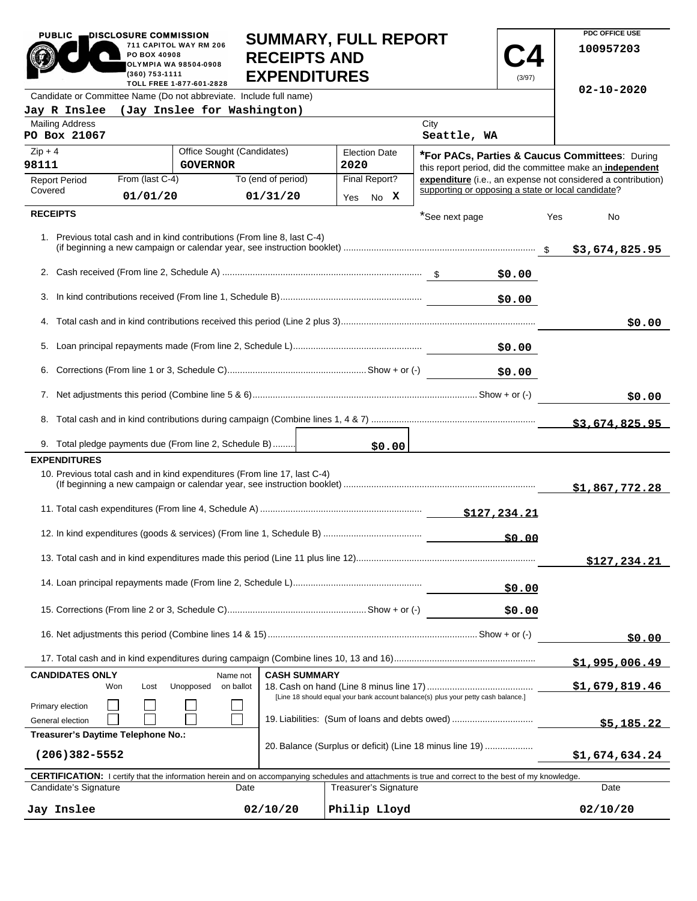PUBLIC DISCLOSURE COMMISSION
711 CAPITOL WAY RM 206
PO BOX 40908
OLYMPIA WA 98504-0908
(360) 753-1111
TOLL FREE 1-877-601-2828

# SUMMARY, FULL REPORT RECEIPTS AND EXPENDITURES

**C4** (3/97)

PDC OFFICE USE
100957203

02-10-2020

Candidate or Committee Name (Do not abbreviate. Include full name)
**Jay R Inslee (Jay Inslee for Washington)**

| Mailing Address | City |
|---|---|
| PO Box 21067 | Seattle, WA |

| Zip + 4 | Office Sought (Candidates) | Election Date |
|---|---|---|
| 98111 | GOVERNOR | 2020 |

| Report Period Covered | From (last C-4) | To (end of period) | Final Report? |
|---|---|---|---|
| | 01/01/20 | 01/31/20 | Yes No **X** |

***For PACs, Parties & Caucus Committees**: During this report period, did the committee make an **independent expenditure** (i.e., an expense not considered a contribution) supporting or opposing a state or local candidate?

*See next page Yes No

## RECEIPTS

| Line | Description | Amount | Total |
|---|---|---|---|
| 1. | Previous total cash and in kind contributions (From line 8, last C-4) (if beginning a new campaign or calendar year, see instruction booklet) | | $3,674,825.95 |
| 2. | Cash received (From line 2, Schedule A) | $0.00 | |
| 3. | In kind contributions received (From line 1, Schedule B) | $0.00 | |
| 4. | Total cash and in kind contributions received this period (Line 2 plus 3) | | $0.00 |
| 5. | Loan principal repayments made (From line 2, Schedule L) | $0.00 | |
| 6. | Corrections (From line 1 or 3, Schedule C) Show + or (-) | $0.00 | |
| 7. | Net adjustments this period (Combine line 5 & 6) Show + or (-) | | $0.00 |
| 8. | Total cash and in kind contributions during campaign (Combine lines 1, 4 & 7) | | $3,674,825.95 |
| 9. | Total pledge payments due (From line 2, Schedule B) | $0.00 | |

## EXPENDITURES

| Line | Description | Amount | Total |
|---|---|---|---|
| 10. | Previous total cash and in kind expenditures (From line 17, last C-4) (If beginning a new campaign or calendar year, see instruction booklet) | | $1,867,772.28 |
| 11. | Total cash expenditures (From line 4, Schedule A) | $127,234.21 | |
| 12. | In kind expenditures (goods & services) (From line 1, Schedule B) | $0.00 | |
| 13. | Total cash and in kind expenditures made this period (Line 11 plus line 12) | | $127,234.21 |
| 14. | Loan principal repayments made (From line 2, Schedule L) | $0.00 | |
| 15. | Corrections (From line 2 or 3, Schedule C) Show + or (-) | $0.00 | |
| 16. | Net adjustments this period (Combine lines 14 & 15) Show + or (-) | | $0.00 |
| 17. | Total cash and in kind expenditures during campaign (Combine lines 10, 13 and 16) | | $1,995,006.49 |

**CANDIDATES ONLY**

| | Won | Lost | Unopposed | Name not on ballot |
|---|---|---|---|---|
| Primary election | ☐ | ☐ | ☐ | ☐ |
| General election | ☐ | ☐ | ☐ | ☐ |

**Treasurer's Daytime Telephone No.:**
(206)382-5552

**CASH SUMMARY**

| Line | Description | Amount |
|---|---|---|
| 18. | Cash on hand (Line 8 minus line 17) [Line 18 should equal your bank account balance(s) plus your petty cash balance.] | $1,679,819.46 |
| 19. | Liabilities: (Sum of loans and debts owed) | $5,185.22 |
| 20. | Balance (Surplus or deficit) (Line 18 minus line 19) | $1,674,634.24 |

**CERTIFICATION:** I certify that the information herein and on accompanying schedules and attachments is true and correct to the best of my knowledge.

| Candidate's Signature | Date | Treasurer's Signature | Date |
|---|---|---|---|
| Jay Inslee | 02/10/20 | Philip Lloyd | 02/10/20 |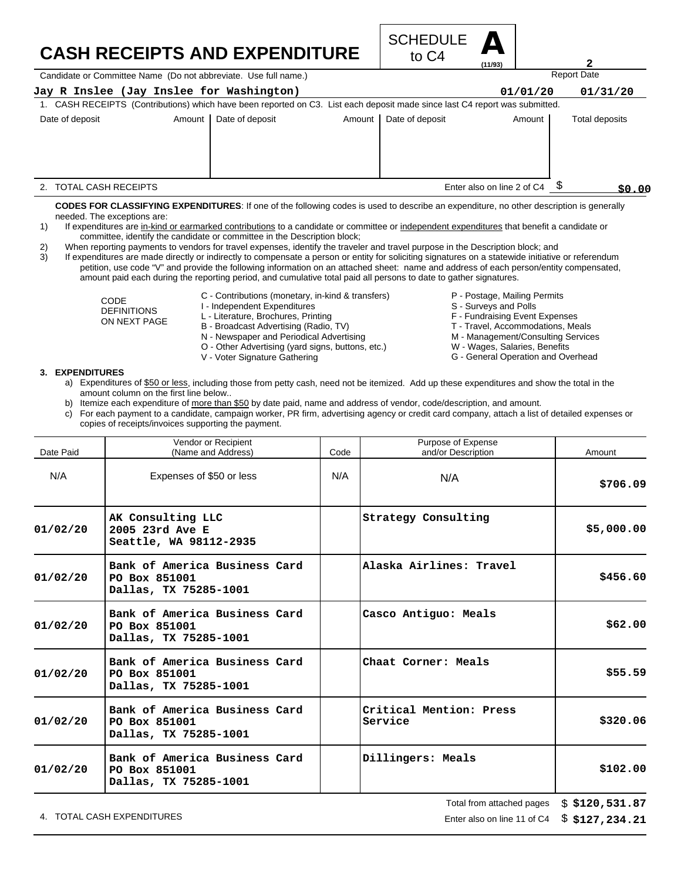# CASH RECEIPTS AND EXPENDITURE

SCHEDULE **A** to C4 (11/93)

Candidate or Committee Name (Do not abbreviate. Use full name.)

**Jay R Inslee (Jay Inslee for Washington)**

Report Date: **01/01/20** **01/31/20**

1. CASH RECEIPTS (Contributions) which have been reported on C3. List each deposit made since last C4 report was submitted.

| Date of deposit | Amount | Date of deposit | Amount | Date of deposit | Amount | Total deposits |
|---|---|---|---|---|---|---|
| | | | | | | |

2. TOTAL CASH RECEIPTS — Enter also on line 2 of C4 $ **$0.00**

**CODES FOR CLASSIFYING EXPENDITURES**: If one of the following codes is used to describe an expenditure, no other description is generally needed. The exceptions are:

1) If expenditures are in-kind or earmarked contributions to a candidate or committee or independent expenditures that benefit a candidate or committee, identify the candidate or committee in the Description block;
2) When reporting payments to vendors for travel expenses, identify the traveler and travel purpose in the Description block; and
3) If expenditures are made directly or indirectly to compensate a person or entity for soliciting signatures on a statewide initiative or referendum petition, use code "V" and provide the following information on an attached sheet: name and address of each person/entity compensated, amount paid each during the reporting period, and cumulative total paid all persons to date to gather signatures.

CODE DEFINITIONS ON NEXT PAGE

- C - Contributions (monetary, in-kind & transfers)
- I - Independent Expenditures
- L - Literature, Brochures, Printing
- B - Broadcast Advertising (Radio, TV)
- N - Newspaper and Periodical Advertising
- O - Other Advertising (yard signs, buttons, etc.)
- V - Voter Signature Gathering
- P - Postage, Mailing Permits
- S - Surveys and Polls
- F - Fundraising Event Expenses
- T - Travel, Accommodations, Meals
- M - Management/Consulting Services
- W - Wages, Salaries, Benefits
- G - General Operation and Overhead

**3. EXPENDITURES**

a) Expenditures of $50 or less, including those from petty cash, need not be itemized. Add up these expenditures and show the total in the amount column on the first line below..
b) Itemize each expenditure of more than $50 by date paid, name and address of vendor, code/description, and amount.
c) For each payment to a candidate, campaign worker, PR firm, advertising agency or credit card company, attach a list of detailed expenses or copies of receipts/invoices supporting the payment.

| Date Paid | Vendor or Recipient (Name and Address) | Code | Purpose of Expense and/or Description | Amount |
|---|---|---|---|---|
| N/A | Expenses of $50 or less | N/A | N/A | $706.09 |
| 01/02/20 | AK Consulting LLC<br>2005 23rd Ave E<br>Seattle, WA 98112-2935 | | Strategy Consulting | $5,000.00 |
| 01/02/20 | Bank of America Business Card<br>PO Box 851001<br>Dallas, TX 75285-1001 | | Alaska Airlines: Travel | $456.60 |
| 01/02/20 | Bank of America Business Card<br>PO Box 851001<br>Dallas, TX 75285-1001 | | Casco Antiguo: Meals | $62.00 |
| 01/02/20 | Bank of America Business Card<br>PO Box 851001<br>Dallas, TX 75285-1001 | | Chaat Corner: Meals | $55.59 |
| 01/02/20 | Bank of America Business Card<br>PO Box 851001<br>Dallas, TX 75285-1001 | | Critical Mention: Press Service | $320.06 |
| 01/02/20 | Bank of America Business Card<br>PO Box 851001<br>Dallas, TX 75285-1001 | | Dillingers: Meals | $102.00 |

Total from attached pages $ **$120,531.87**

4. TOTAL CASH EXPENDITURES — Enter also on line 11 of C4 $ **$127,234.21**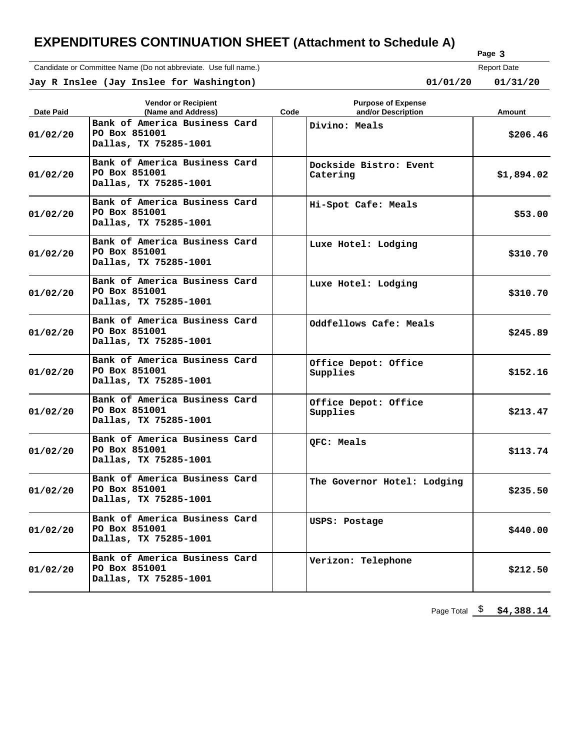# EXPENDITURES CONTINUATION SHEET (Attachment to Schedule A)

Candidate or Committee Name (Do not abbreviate. Use full name.)

**Jay R Inslee (Jay Inslee for Washington)**

Report Date: **01/01/20** **01/31/20**

| Date Paid | Vendor or Recipient (Name and Address) | Code | Purpose of Expense and/or Description | Amount |
|---|---|---|---|---|
| 01/02/20 | Bank of America Business Card PO Box 851001 Dallas, TX 75285-1001 | | Divino: Meals | $206.46 |
| 01/02/20 | Bank of America Business Card PO Box 851001 Dallas, TX 75285-1001 | | Dockside Bistro: Event Catering | $1,894.02 |
| 01/02/20 | Bank of America Business Card PO Box 851001 Dallas, TX 75285-1001 | | Hi-Spot Cafe: Meals | $53.00 |
| 01/02/20 | Bank of America Business Card PO Box 851001 Dallas, TX 75285-1001 | | Luxe Hotel: Lodging | $310.70 |
| 01/02/20 | Bank of America Business Card PO Box 851001 Dallas, TX 75285-1001 | | Luxe Hotel: Lodging | $310.70 |
| 01/02/20 | Bank of America Business Card PO Box 851001 Dallas, TX 75285-1001 | | Oddfellows Cafe: Meals | $245.89 |
| 01/02/20 | Bank of America Business Card PO Box 851001 Dallas, TX 75285-1001 | | Office Depot: Office Supplies | $152.16 |
| 01/02/20 | Bank of America Business Card PO Box 851001 Dallas, TX 75285-1001 | | Office Depot: Office Supplies | $213.47 |
| 01/02/20 | Bank of America Business Card PO Box 851001 Dallas, TX 75285-1001 | | QFC: Meals | $113.74 |
| 01/02/20 | Bank of America Business Card PO Box 851001 Dallas, TX 75285-1001 | | The Governor Hotel: Lodging | $235.50 |
| 01/02/20 | Bank of America Business Card PO Box 851001 Dallas, TX 75285-1001 | | USPS: Postage | $440.00 |
| 01/02/20 | Bank of America Business Card PO Box 851001 Dallas, TX 75285-1001 | | Verizon: Telephone | $212.50 |

Page Total $ **$4,388.14**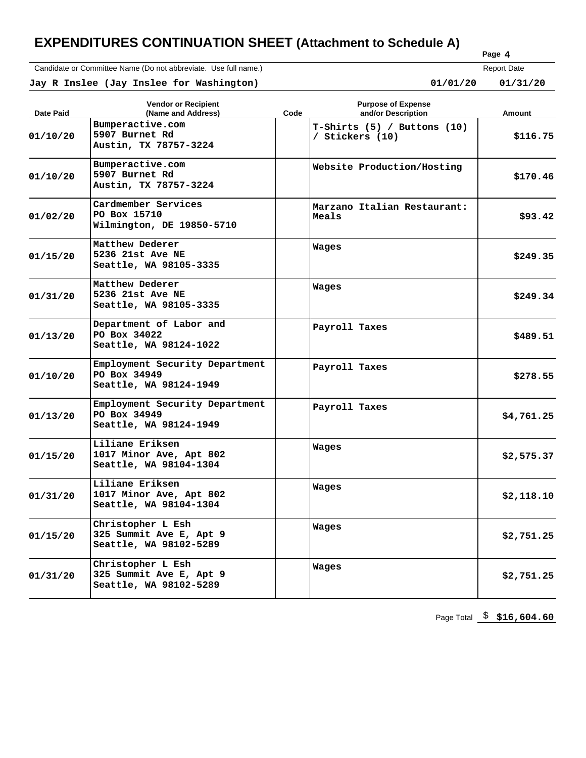# EXPENDITURES CONTINUATION SHEET (Attachment to Schedule A)

Page 4

Candidate or Committee Name (Do not abbreviate. Use full name.) | Report Date

**Jay R Inslee (Jay Inslee for Washington)** | **01/01/20** | **01/31/20**

| Date Paid | Vendor or Recipient (Name and Address) | Code | Purpose of Expense and/or Description | Amount |
|---|---|---|---|---|
| 01/10/20 | Bumperactive.com<br>5907 Burnet Rd<br>Austin, TX 78757-3224 | | T-Shirts (5) / Buttons (10) / Stickers (10) | $116.75 |
| 01/10/20 | Bumperactive.com<br>5907 Burnet Rd<br>Austin, TX 78757-3224 | | Website Production/Hosting | $170.46 |
| 01/02/20 | Cardmember Services<br>PO Box 15710<br>Wilmington, DE 19850-5710 | | Marzano Italian Restaurant: Meals | $93.42 |
| 01/15/20 | Matthew Dederer<br>5236 21st Ave NE<br>Seattle, WA 98105-3335 | | Wages | $249.35 |
| 01/31/20 | Matthew Dederer<br>5236 21st Ave NE<br>Seattle, WA 98105-3335 | | Wages | $249.34 |
| 01/13/20 | Department of Labor and<br>PO Box 34022<br>Seattle, WA 98124-1022 | | Payroll Taxes | $489.51 |
| 01/10/20 | Employment Security Department<br>PO Box 34949<br>Seattle, WA 98124-1949 | | Payroll Taxes | $278.55 |
| 01/13/20 | Employment Security Department<br>PO Box 34949<br>Seattle, WA 98124-1949 | | Payroll Taxes | $4,761.25 |
| 01/15/20 | Liliane Eriksen<br>1017 Minor Ave, Apt 802<br>Seattle, WA 98104-1304 | | Wages | $2,575.37 |
| 01/31/20 | Liliane Eriksen<br>1017 Minor Ave, Apt 802<br>Seattle, WA 98104-1304 | | Wages | $2,118.10 |
| 01/15/20 | Christopher L Esh<br>325 Summit Ave E, Apt 9<br>Seattle, WA 98102-5289 | | Wages | $2,751.25 |
| 01/31/20 | Christopher L Esh<br>325 Summit Ave E, Apt 9<br>Seattle, WA 98102-5289 | | Wages | $2,751.25 |

Page Total $ **$16,604.60**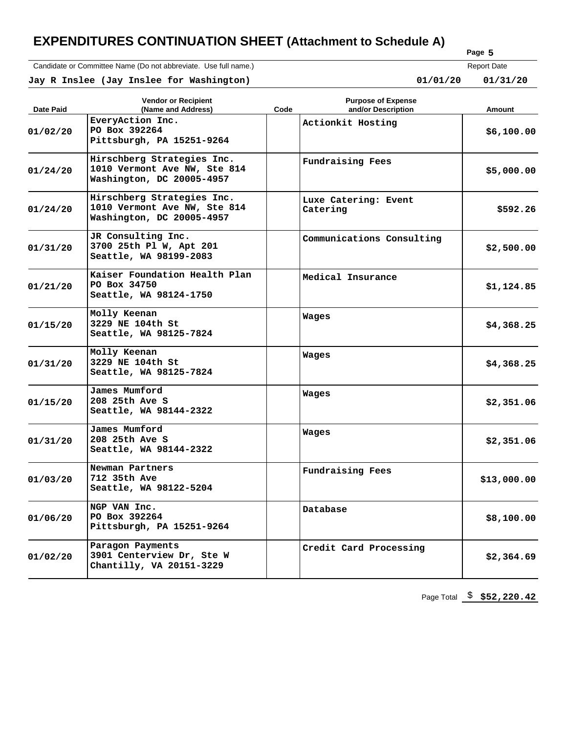# EXPENDITURES CONTINUATION SHEET (Attachment to Schedule A)

Candidate or Committee Name (Do not abbreviate. Use full name.)

**Jay R Inslee (Jay Inslee for Washington)**

Report Date: **01/01/20 01/31/20**

| Date Paid | Vendor or Recipient (Name and Address) | Code | Purpose of Expense and/or Description | Amount |
|---|---|---|---|---|
| 01/02/20 | EveryAction Inc.<br>PO Box 392264<br>Pittsburgh, PA 15251-9264 | | Actionkit Hosting | $6,100.00 |
| 01/24/20 | Hirschberg Strategies Inc.<br>1010 Vermont Ave NW, Ste 814<br>Washington, DC 20005-4957 | | Fundraising Fees | $5,000.00 |
| 01/24/20 | Hirschberg Strategies Inc.<br>1010 Vermont Ave NW, Ste 814<br>Washington, DC 20005-4957 | | Luxe Catering: Event Catering | $592.26 |
| 01/31/20 | JR Consulting Inc.<br>3700 25th Pl W, Apt 201<br>Seattle, WA 98199-2083 | | Communications Consulting | $2,500.00 |
| 01/21/20 | Kaiser Foundation Health Plan<br>PO Box 34750<br>Seattle, WA 98124-1750 | | Medical Insurance | $1,124.85 |
| 01/15/20 | Molly Keenan<br>3229 NE 104th St<br>Seattle, WA 98125-7824 | | Wages | $4,368.25 |
| 01/31/20 | Molly Keenan<br>3229 NE 104th St<br>Seattle, WA 98125-7824 | | Wages | $4,368.25 |
| 01/15/20 | James Mumford<br>208 25th Ave S<br>Seattle, WA 98144-2322 | | Wages | $2,351.06 |
| 01/31/20 | James Mumford<br>208 25th Ave S<br>Seattle, WA 98144-2322 | | Wages | $2,351.06 |
| 01/03/20 | Newman Partners<br>712 35th Ave<br>Seattle, WA 98122-5204 | | Fundraising Fees | $13,000.00 |
| 01/06/20 | NGP VAN Inc.<br>PO Box 392264<br>Pittsburgh, PA 15251-9264 | | Database | $8,100.00 |
| 01/02/20 | Paragon Payments<br>3901 Centerview Dr, Ste W<br>Chantilly, VA 20151-3229 | | Credit Card Processing | $2,364.69 |

Page Total $ **$52,220.42**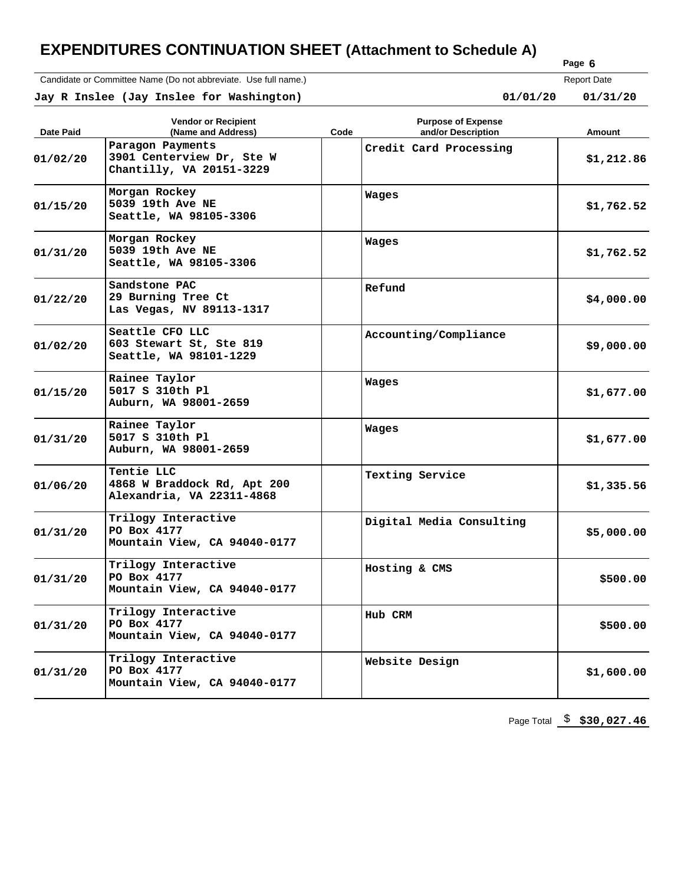# EXPENDITURES CONTINUATION SHEET (Attachment to Schedule A)

Candidate or Committee Name (Do not abbreviate. Use full name.)

**Jay R Inslee (Jay Inslee for Washington)**

Report Date: 01/01/20 – 01/31/20

| Date Paid | Vendor or Recipient (Name and Address) | Code | Purpose of Expense and/or Description | Amount |
|---|---|---|---|---|
| 01/02/20 | Paragon Payments<br>3901 Centerview Dr, Ste W<br>Chantilly, VA 20151-3229 | | Credit Card Processing | $1,212.86 |
| 01/15/20 | Morgan Rockey<br>5039 19th Ave NE<br>Seattle, WA 98105-3306 | | Wages | $1,762.52 |
| 01/31/20 | Morgan Rockey<br>5039 19th Ave NE<br>Seattle, WA 98105-3306 | | Wages | $1,762.52 |
| 01/22/20 | Sandstone PAC<br>29 Burning Tree Ct<br>Las Vegas, NV 89113-1317 | | Refund | $4,000.00 |
| 01/02/20 | Seattle CFO LLC<br>603 Stewart St, Ste 819<br>Seattle, WA 98101-1229 | | Accounting/Compliance | $9,000.00 |
| 01/15/20 | Rainee Taylor<br>5017 S 310th Pl<br>Auburn, WA 98001-2659 | | Wages | $1,677.00 |
| 01/31/20 | Rainee Taylor<br>5017 S 310th Pl<br>Auburn, WA 98001-2659 | | Wages | $1,677.00 |
| 01/06/20 | Tentie LLC<br>4868 W Braddock Rd, Apt 200<br>Alexandria, VA 22311-4868 | | Texting Service | $1,335.56 |
| 01/31/20 | Trilogy Interactive<br>PO Box 4177<br>Mountain View, CA 94040-0177 | | Digital Media Consulting | $5,000.00 |
| 01/31/20 | Trilogy Interactive<br>PO Box 4177<br>Mountain View, CA 94040-0177 | | Hosting & CMS | $500.00 |
| 01/31/20 | Trilogy Interactive<br>PO Box 4177<br>Mountain View, CA 94040-0177 | | Hub CRM | $500.00 |
| 01/31/20 | Trilogy Interactive<br>PO Box 4177<br>Mountain View, CA 94040-0177 | | Website Design | $1,600.00 |

Page Total $ **$30,027.46**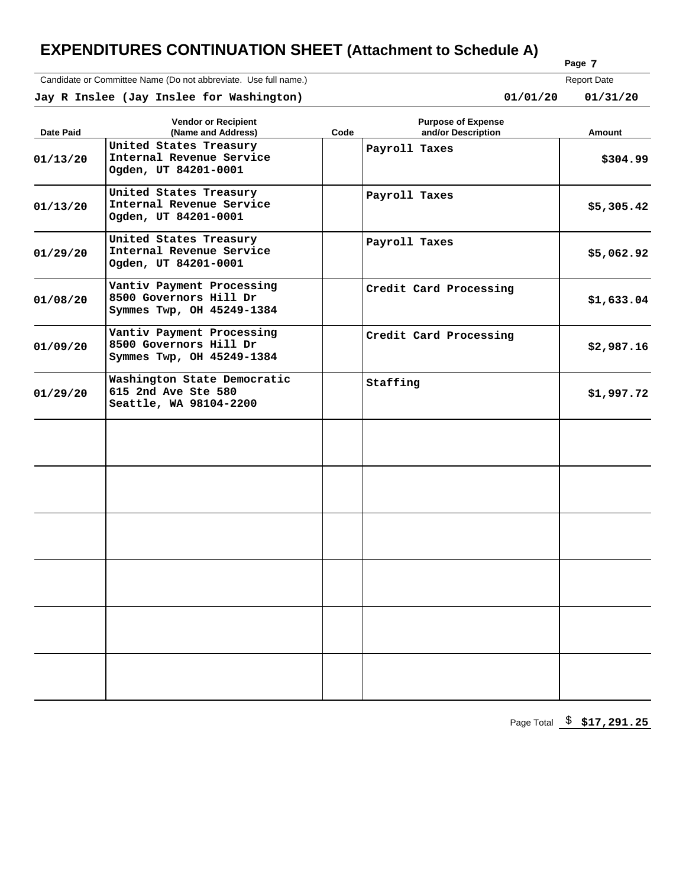# EXPENDITURES CONTINUATION SHEET (Attachment to Schedule A)

Candidate or Committee Name (Do not abbreviate. Use full name.)

**Jay R Inslee (Jay Inslee for Washington)**

Report Date: **01/01/20 01/31/20**

| Date Paid | Vendor or Recipient (Name and Address) | Code | Purpose of Expense and/or Description | Amount |
|---|---|---|---|---|
| 01/13/20 | United States Treasury<br>Internal Revenue Service<br>Ogden, UT 84201-0001 | | Payroll Taxes | $304.99 |
| 01/13/20 | United States Treasury<br>Internal Revenue Service<br>Ogden, UT 84201-0001 | | Payroll Taxes | $5,305.42 |
| 01/29/20 | United States Treasury<br>Internal Revenue Service<br>Ogden, UT 84201-0001 | | Payroll Taxes | $5,062.92 |
| 01/08/20 | Vantiv Payment Processing<br>8500 Governors Hill Dr<br>Symmes Twp, OH 45249-1384 | | Credit Card Processing | $1,633.04 |
| 01/09/20 | Vantiv Payment Processing<br>8500 Governors Hill Dr<br>Symmes Twp, OH 45249-1384 | | Credit Card Processing | $2,987.16 |
| 01/29/20 | Washington State Democratic<br>615 2nd Ave Ste 580<br>Seattle, WA 98104-2200 | | Staffing | $1,997.72 |
| | | | | |
| | | | | |
| | | | | |
| | | | | |
| | | | | |
| | | | | |

Page Total $ **$17,291.25**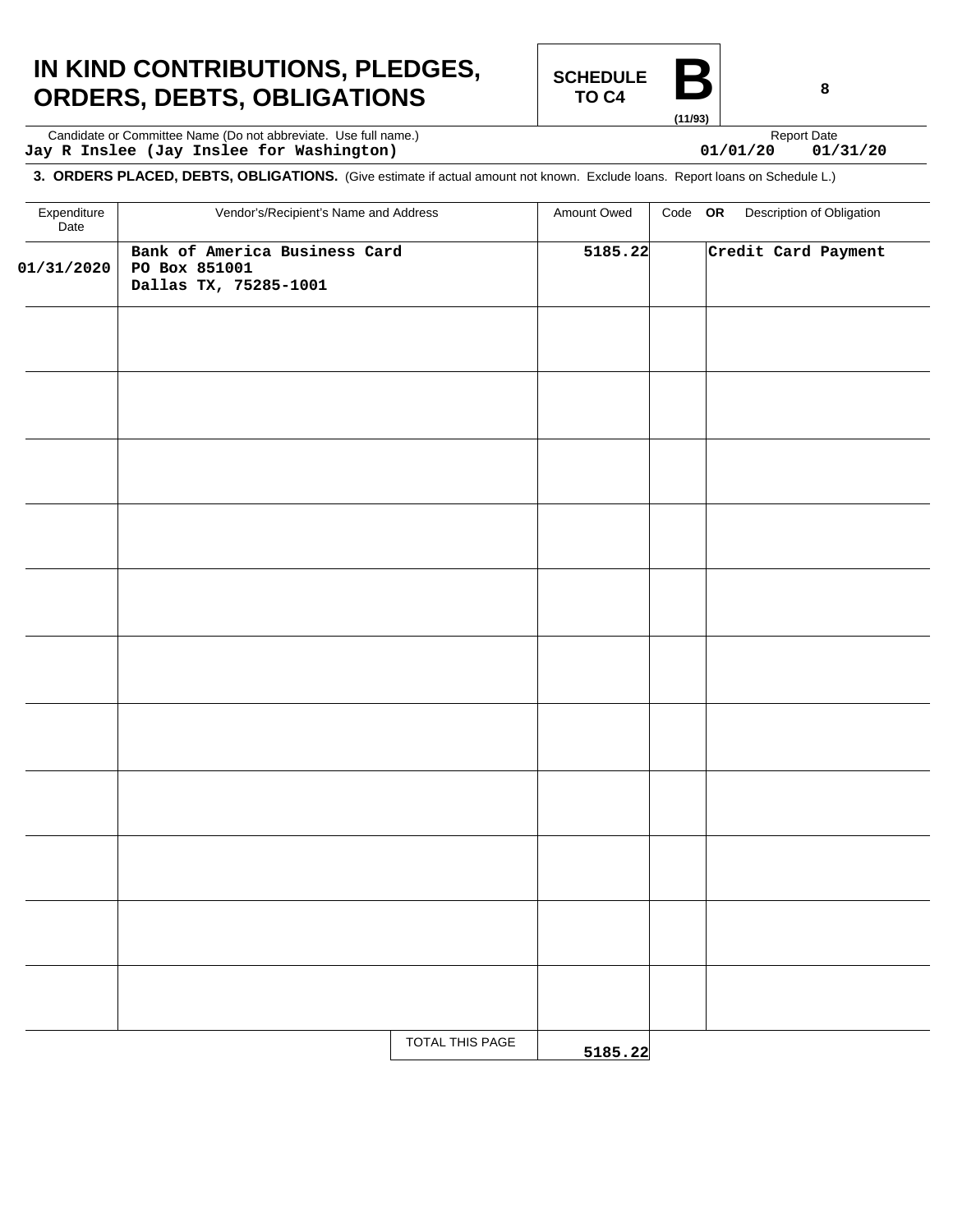# IN KIND CONTRIBUTIONS, PLEDGES, ORDERS, DEBTS, OBLIGATIONS

**SCHEDULE TO C4** **B** (11/93)

Candidate or Committee Name (Do not abbreviate. Use full name.)
**Jay R Inslee (Jay Inslee for Washington)**

Report Date
**01/01/20 01/31/20**

**3. ORDERS PLACED, DEBTS, OBLIGATIONS.** (Give estimate if actual amount not known. Exclude loans. Report loans on Schedule L.)

| Expenditure Date | Vendor's/Recipient's Name and Address | Amount Owed | Code | **OR** Description of Obligation |
|---|---|---|---|---|
| 01/31/2020 | Bank of America Business Card<br>PO Box 851001<br>Dallas TX, 75285-1001 | 5185.22 | | Credit Card Payment |
| | | | | |
| | | | | |
| | | | | |
| | | | | |
| | | | | |
| | | | | |
| | | | | |
| | | | | |
| | | | | |
| | | | | |
| | | | | |
| | TOTAL THIS PAGE | 5185.22 | | |